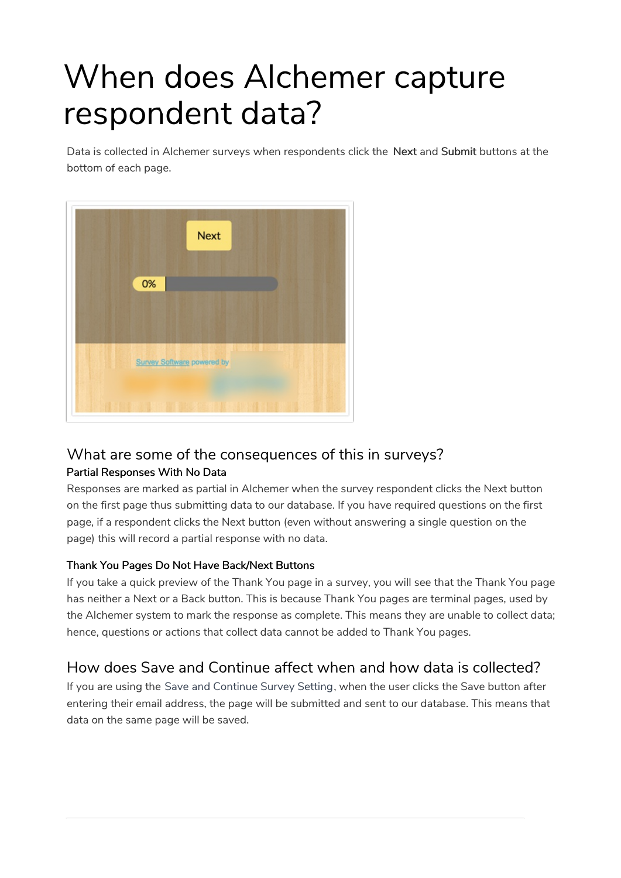# When does Alchemer capture respondent data?

Data is collected in Alchemer surveys when respondents click the **Next** and **Submit** buttons at the bottom of each page.

## What are some of the consequences of this in surveys?

### Partial Responses With No Data

Responses are marked as partial in Alchemer when the survey respondent clicks the Next button on the first page thus submitting data to our database. If you have required questions on the first page, if a respondent clicks the Next button (even without answering a single question on the page) this will record a partial response with no data.

### Thank You Pages Do Not Have Back/Next Buttons

If you take a quick preview of the Thank You page in a survey, you will see that the Thank You page has neither a Next or a Back button. This is because Thank You pages are terminal pages, used by the Alchemer system to mark the response as complete. This means they are unable to collect data; hence, questions or actions that collect data cannot be added to Thank You pages.

## How does Save and Continue affect when and how data is collected?

If you are using the Save and Continue Survey Setting, when the user clicks the Save button after entering their email address, the page will be submitted and sent to our database. This means that data on the same page will be saved.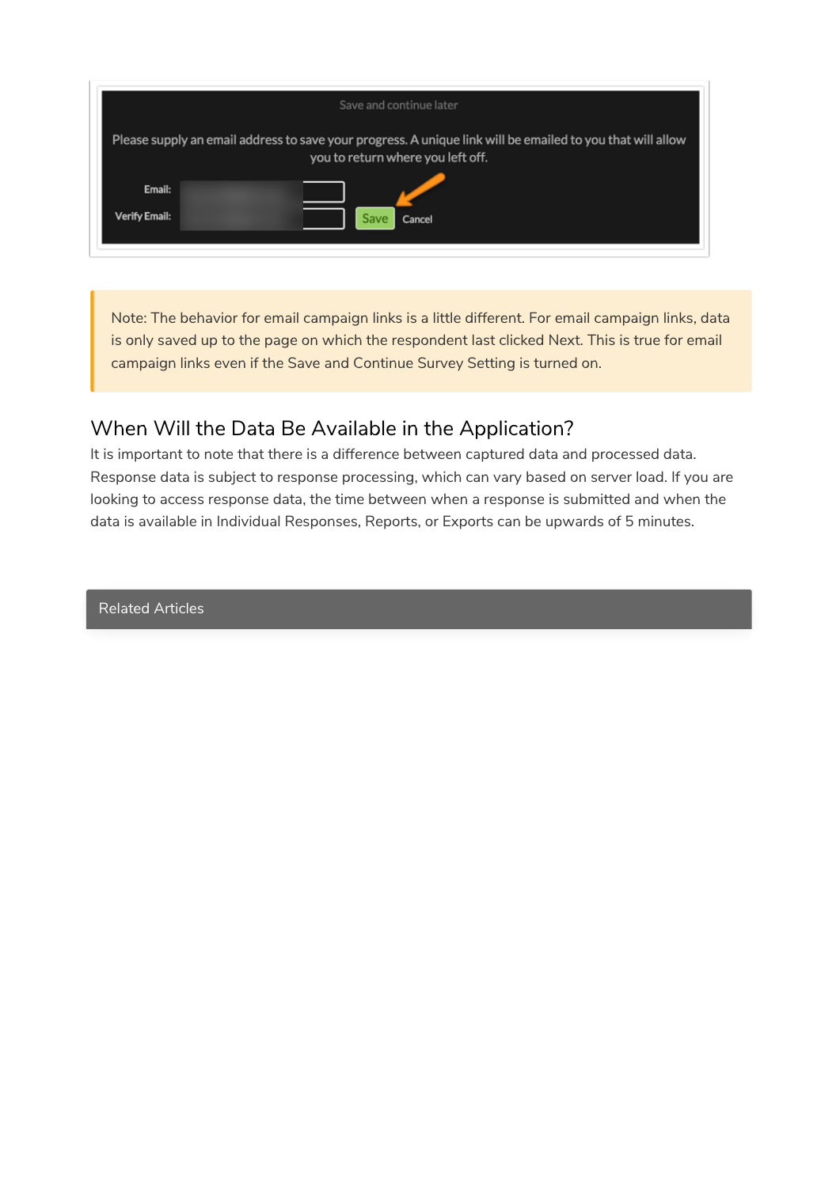Save and continue later

Please supply an email address to save your progress. A unique link will be emailed to you that will allow you to return where you left off.

Email:

Verify Email:

Save Cancel

> Note: The behavior for email campaign links is a little different. For email campaign links, data is only saved up to the page on which the respondent last clicked Next. This is true for email campaign links even if the Save and Continue Survey Setting is turned on.

## When Will the Data Be Available in the Application?

It is important to note that there is a difference between captured data and processed data. Response data is subject to response processing, which can vary based on server load. If you are looking to access response data, the time between when a response is submitted and when the data is available in Individual Responses, Reports, or Exports can be upwards of 5 minutes.

Related Articles